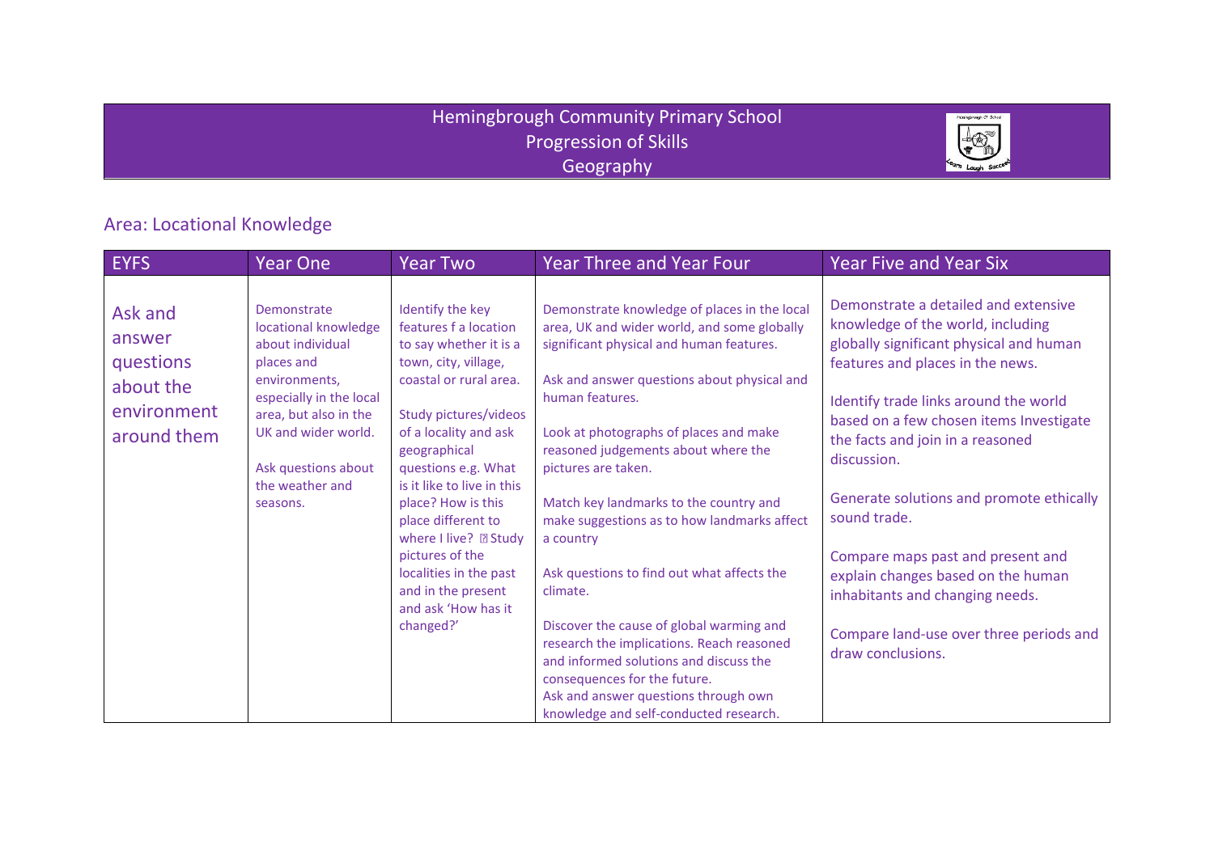# Hemingbrough Community Primary School
## Progression of Skills
## Geography

## Area: Locational Knowledge

| EYFS | Year One | Year Two | Year Three and Year Four | Year Five and Year Six |
|---|---|---|---|---|
| Ask and answer questions about the environment around them | Demonstrate locational knowledge about individual places and environments, especially in the local area, but also in the UK and wider world.<br><br>Ask questions about the weather and seasons. | Identify the key features f a location to say whether it is a town, city, village, coastal or rural area.<br><br>Study pictures/videos of a locality and ask geographical questions e.g. What is it like to live in this place? How is this place different to where I live?  Study pictures of the localities in the past and in the present and ask 'How has it changed?' | Demonstrate knowledge of places in the local area, UK and wider world, and some globally significant physical and human features.<br><br>Ask and answer questions about physical and human features.<br><br>Look at photographs of places and make reasoned judgements about where the pictures are taken.<br><br>Match key landmarks to the country and make suggestions as to how landmarks affect a country<br><br>Ask questions to find out what affects the climate.<br><br>Discover the cause of global warming and research the implications. Reach reasoned and informed solutions and discuss the consequences for the future.<br>Ask and answer questions through own knowledge and self-conducted research. | Demonstrate a detailed and extensive knowledge of the world, including globally significant physical and human features and places in the news.<br><br>Identify trade links around the world based on a few chosen items Investigate the facts and join in a reasoned discussion.<br><br>Generate solutions and promote ethically sound trade.<br><br>Compare maps past and present and explain changes based on the human inhabitants and changing needs.<br><br>Compare land-use over three periods and draw conclusions. |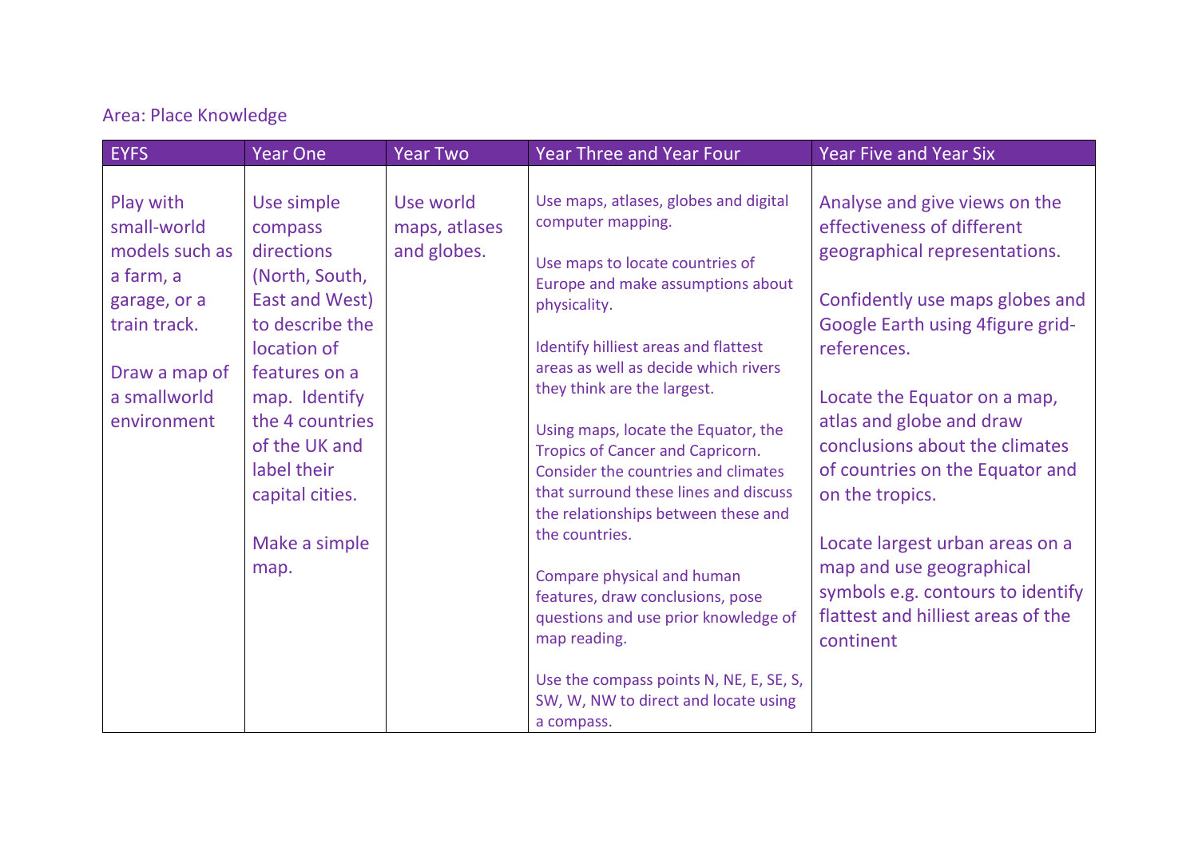Area: Place Knowledge

| EYFS | Year One | Year Two | Year Three and Year Four | Year Five and Year Six |
|---|---|---|---|---|
| Play with small-world models such as a farm, a garage, or a train track.<br><br>Draw a map of a smallworld environment | Use simple compass directions (North, South, East and West) to describe the location of features on a map. Identify the 4 countries of the UK and label their capital cities.<br><br>Make a simple map. | Use world maps, atlases and globes. | Use maps, atlases, globes and digital computer mapping.<br><br>Use maps to locate countries of Europe and make assumptions about physicality.<br><br>Identify hilliest areas and flattest areas as well as decide which rivers they think are the largest.<br><br>Using maps, locate the Equator, the Tropics of Cancer and Capricorn. Consider the countries and climates that surround these lines and discuss the relationships between these and the countries.<br><br>Compare physical and human features, draw conclusions, pose questions and use prior knowledge of map reading.<br><br>Use the compass points N, NE, E, SE, S, SW, W, NW to direct and locate using a compass. | Analyse and give views on the effectiveness of different geographical representations.<br><br>Confidently use maps globes and Google Earth using 4figure grid-references.<br><br>Locate the Equator on a map, atlas and globe and draw conclusions about the climates of countries on the Equator and on the tropics.<br><br>Locate largest urban areas on a map and use geographical symbols e.g. contours to identify flattest and hilliest areas of the continent |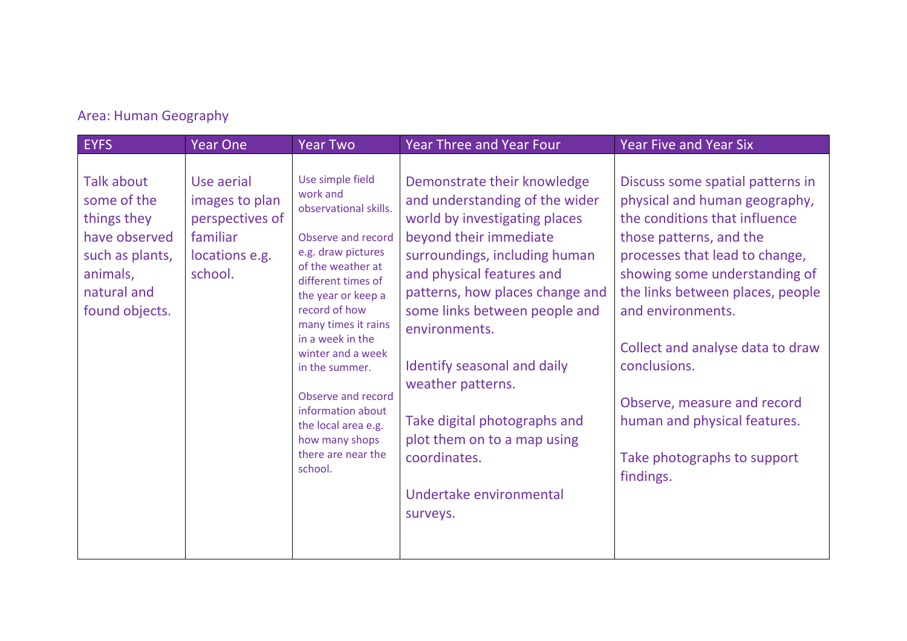Area: Human Geography

| EYFS | Year One | Year Two | Year Three and Year Four | Year Five and Year Six |
| --- | --- | --- | --- | --- |
| Talk about some of the things they have observed such as plants, animals, natural and found objects. | Use aerial images to plan perspectives of familiar locations e.g. school. | Use simple field work and observational skills.<br><br>Observe and record e.g. draw pictures of the weather at different times of the year or keep a record of how many times it rains in a week in the winter and a week in the summer.<br><br>Observe and record information about the local area e.g. how many shops there are near the school. | Demonstrate their knowledge and understanding of the wider world by investigating places beyond their immediate surroundings, including human and physical features and patterns, how places change and some links between people and environments.<br><br>Identify seasonal and daily weather patterns.<br><br>Take digital photographs and plot them on to a map using coordinates.<br><br>Undertake environmental surveys. | Discuss some spatial patterns in physical and human geography, the conditions that influence those patterns, and the processes that lead to change, showing some understanding of the links between places, people and environments.<br><br>Collect and analyse data to draw conclusions.<br><br>Observe, measure and record human and physical features.<br><br>Take photographs to support findings. |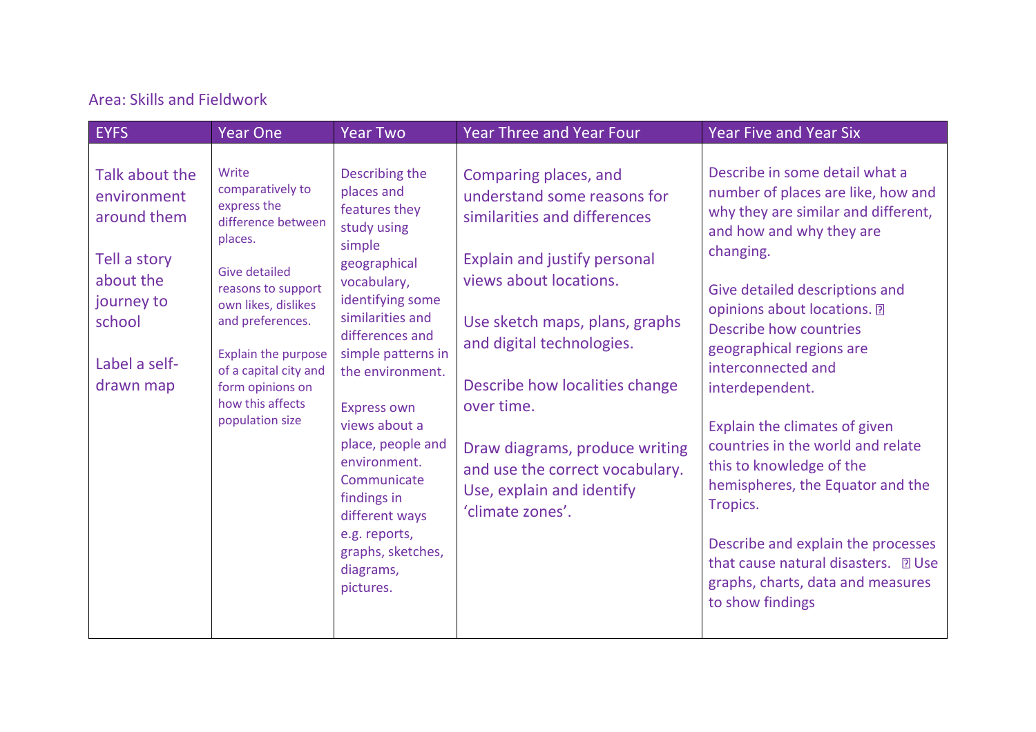Area: Skills and Fieldwork

| EYFS | Year One | Year Two | Year Three and Year Four | Year Five and Year Six |
|---|---|---|---|---|
| Talk about the environment around them<br><br>Tell a story about the journey to school<br><br>Label a self-drawn map | Write comparatively to express the difference between places.<br><br>Give detailed reasons to support own likes, dislikes and preferences.<br><br>Explain the purpose of a capital city and form opinions on how this affects population size | Describing the places and features they study using simple geographical vocabulary, identifying some similarities and differences and simple patterns in the environment.<br><br>Express own views about a place, people and environment. Communicate findings in different ways e.g. reports, graphs, sketches, diagrams, pictures. | Comparing places, and understand some reasons for similarities and differences<br><br>Explain and justify personal views about locations.<br><br>Use sketch maps, plans, graphs and digital technologies.<br><br>Describe how localities change over time.<br><br>Draw diagrams, produce writing and use the correct vocabulary. Use, explain and identify 'climate zones'. | Describe in some detail what a number of places are like, how and why they are similar and different, and how and why they are changing.<br><br>Give detailed descriptions and opinions about locations. Describe how countries geographical regions are interconnected and interdependent.<br><br>Explain the climates of given countries in the world and relate this to knowledge of the hemispheres, the Equator and the Tropics.<br><br>Describe and explain the processes that cause natural disasters. Use graphs, charts, data and measures to show findings |